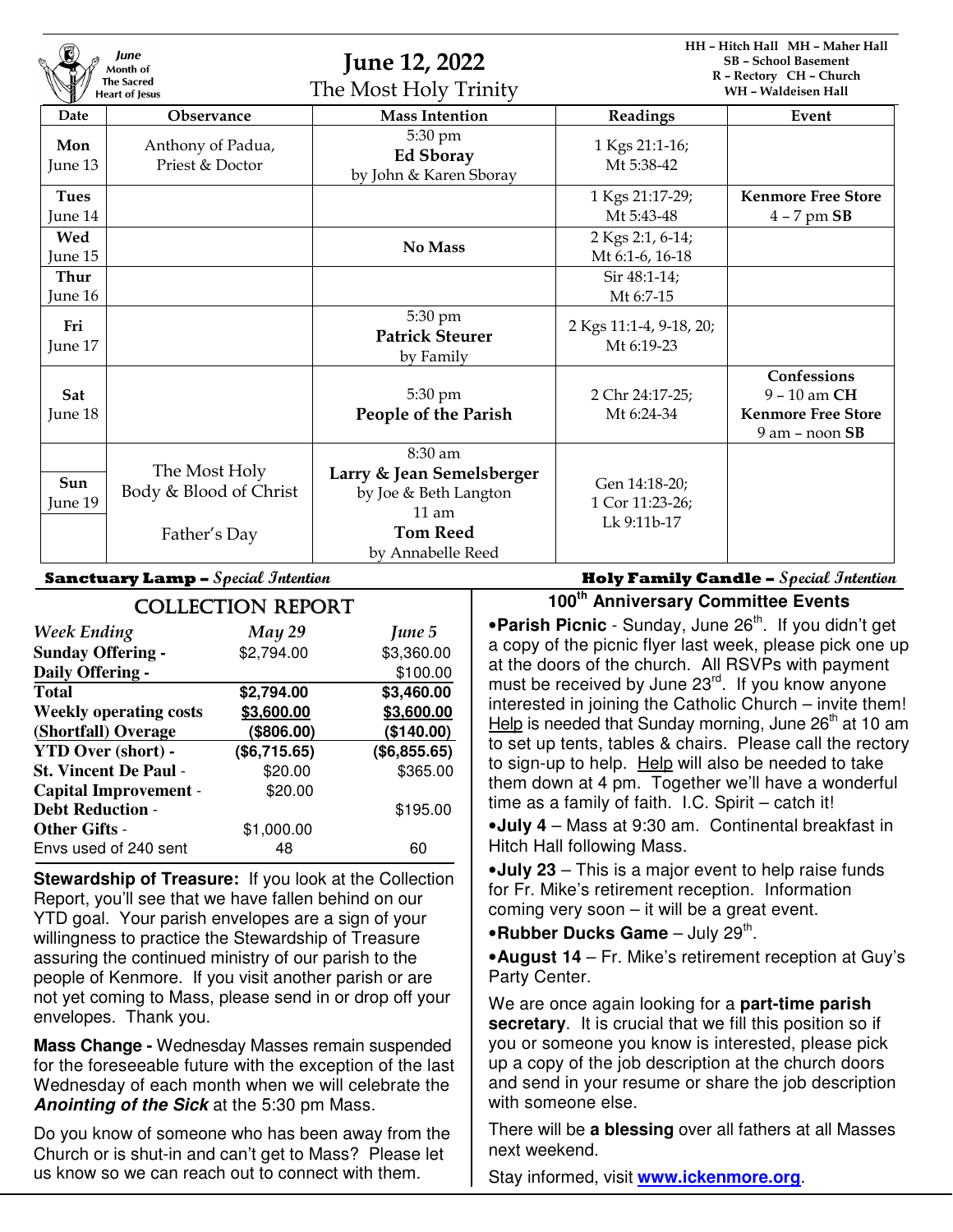June Month of The Sacred Heart of Jesus

# June 12, 2022

## The Most Holy Trinity

HH – Hitch Hall MH – Maher Hall
SB – School Basement
R – Rectory CH – Church
WH – Waldeisen Hall

| Date | Observance | Mass Intention | Readings | Event |
|---|---|---|---|---|
| **Mon** June 13 | Anthony of Padua, Priest & Doctor | 5:30 pm **Ed Sboray** by John & Karen Sboray | 1 Kgs 21:1-16; Mt 5:38-42 | |
| **Tues** June 14 | | | 1 Kgs 21:17-29; Mt 5:43-48 | **Kenmore Free Store** 4 – 7 pm **SB** |
| **Wed** June 15 | | **No Mass** | 2 Kgs 2:1, 6-14; Mt 6:1-6, 16-18 | |
| **Thur** June 16 | | | Sir 48:1-14; Mt 6:7-15 | |
| **Fri** June 17 | | 5:30 pm **Patrick Steurer** by Family | 2 Kgs 11:1-4, 9-18, 20; Mt 6:19-23 | |
| **Sat** June 18 | | 5:30 pm **People of the Parish** | 2 Chr 24:17-25; Mt 6:24-34 | **Confessions** 9 – 10 am **CH** **Kenmore Free Store** 9 am – noon **SB** |
| **Sun** June 19 | The Most Holy Body & Blood of Christ<br>Father's Day | 8:30 am **Larry & Jean Semelsberger** by Joe & Beth Langton<br>11 am **Tom Reed** by Annabelle Reed | Gen 14:18-20; 1 Cor 11:23-26; Lk 9:11b-17 | |

**Sanctuary Lamp –** *Special Intention*

**Holy Family Candle –** *Special Intention*

## COLLECTION REPORT

| *Week Ending* | *May 29* | *June 5* |
|---|---|---|
| **Sunday Offering -** | $2,794.00 | $3,360.00 |
| **Daily Offering -** | | $100.00 |
| **Total** | **$2,794.00** | **$3,460.00** |
| **Weekly operating costs** | **$3,600.00** | **$3,600.00** |
| **(Shortfall) Overage** | **($806.00)** | **($140.00)** |
| **YTD Over (short) -** | **($6,715.65)** | **($6,855.65)** |
| **St. Vincent De Paul -** | $20.00 | $365.00 |
| **Capital Improvement -** | $20.00 | |
| **Debt Reduction -** | | $195.00 |
| **Other Gifts -** | $1,000.00 | |
| Envs used of 240 sent | 48 | 60 |

**Stewardship of Treasure:** If you look at the Collection Report, you'll see that we have fallen behind on our YTD goal. Your parish envelopes are a sign of your willingness to practice the Stewardship of Treasure assuring the continued ministry of our parish to the people of Kenmore. If you visit another parish or are not yet coming to Mass, please send in or drop off your envelopes. Thank you.

**Mass Change -** Wednesday Masses remain suspended for the foreseeable future with the exception of the last Wednesday of each month when we will celebrate the ***Anointing of the Sick*** at the 5:30 pm Mass.

Do you know of someone who has been away from the Church or is shut-in and can't get to Mass? Please let us know so we can reach out to connect with them.

## 100th Anniversary Committee Events

- **Parish Picnic** - Sunday, June 26th. If you didn't get a copy of the picnic flyer last week, please pick one up at the doors of the church. All RSVPs with payment must be received by June 23rd. If you know anyone interested in joining the Catholic Church – invite them! Help is needed that Sunday morning, June 26th at 10 am to set up tents, tables & chairs. Please call the rectory to sign-up to help. Help will also be needed to take them down at 4 pm. Together we'll have a wonderful time as a family of faith. I.C. Spirit – catch it!
- **July 4** – Mass at 9:30 am. Continental breakfast in Hitch Hall following Mass.
- **July 23** – This is a major event to help raise funds for Fr. Mike's retirement reception. Information coming very soon – it will be a great event.
- **Rubber Ducks Game** – July 29th.
- **August 14** – Fr. Mike's retirement reception at Guy's Party Center.

We are once again looking for a **part-time parish secretary**. It is crucial that we fill this position so if you or someone you know is interested, please pick up a copy of the job description at the church doors and send in your resume or share the job description with someone else.

There will be **a blessing** over all fathers at all Masses next weekend.

Stay informed, visit **www.ickenmore.org**.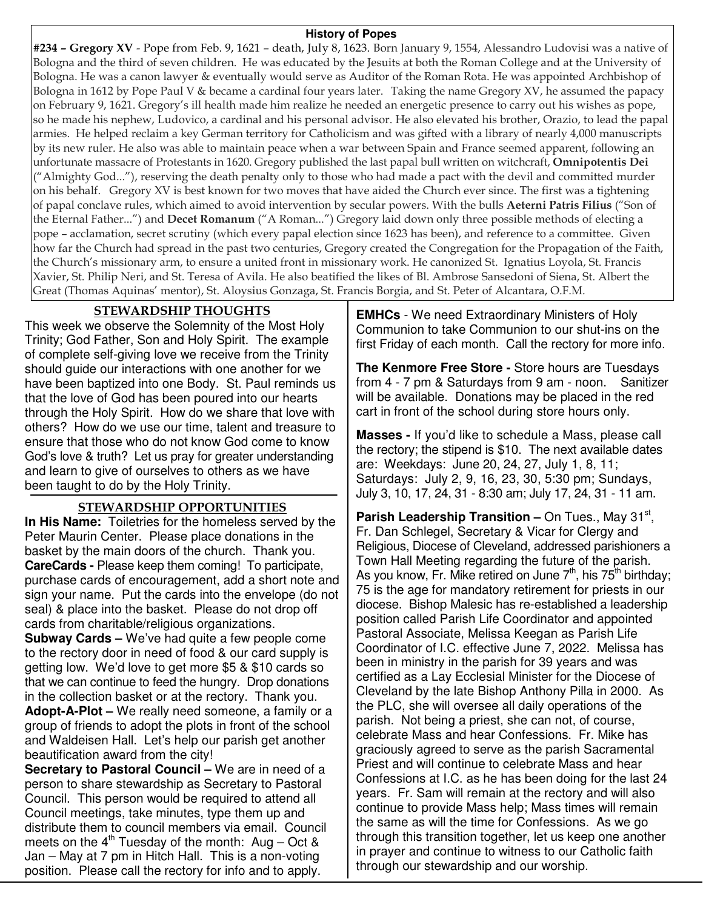## History of Popes

**#234 – Gregory XV** - Pope from Feb. 9, 1621 – death, July 8, 1623. Born January 9, 1554, Alessandro Ludovisi was a native of Bologna and the third of seven children. He was educated by the Jesuits at both the Roman College and at the University of Bologna. He was a canon lawyer & eventually would serve as Auditor of the Roman Rota. He was appointed Archbishop of Bologna in 1612 by Pope Paul V & became a cardinal four years later. Taking the name Gregory XV, he assumed the papacy on February 9, 1621. Gregory's ill health made him realize he needed an energetic presence to carry out his wishes as pope, so he made his nephew, Ludovico, a cardinal and his personal advisor. He also elevated his brother, Orazio, to lead the papal armies. He helped reclaim a key German territory for Catholicism and was gifted with a library of nearly 4,000 manuscripts by its new ruler. He also was able to maintain peace when a war between Spain and France seemed apparent, following an unfortunate massacre of Protestants in 1620. Gregory published the last papal bull written on witchcraft, **Omnipotentis Dei** ("Almighty God..."), reserving the death penalty only to those who had made a pact with the devil and committed murder on his behalf. Gregory XV is best known for two moves that have aided the Church ever since. The first was a tightening of papal conclave rules, which aimed to avoid intervention by secular powers. With the bulls **Aeterni Patris Filius** ("Son of the Eternal Father...") and **Decet Romanum** ("A Roman...") Gregory laid down only three possible methods of electing a pope – acclamation, secret scrutiny (which every papal election since 1623 has been), and reference to a committee. Given how far the Church had spread in the past two centuries, Gregory created the Congregation for the Propagation of the Faith, the Church's missionary arm, to ensure a united front in missionary work. He canonized St. Ignatius Loyola, St. Francis Xavier, St. Philip Neri, and St. Teresa of Avila. He also beatified the likes of Bl. Ambrose Sansedoni of Siena, St. Albert the Great (Thomas Aquinas' mentor), St. Aloysius Gonzaga, St. Francis Borgia, and St. Peter of Alcantara, O.F.M.

## STEWARDSHIP THOUGHTS

This week we observe the Solemnity of the Most Holy Trinity; God Father, Son and Holy Spirit. The example of complete self-giving love we receive from the Trinity should guide our interactions with one another for we have been baptized into one Body. St. Paul reminds us that the love of God has been poured into our hearts through the Holy Spirit. How do we share that love with others? How do we use our time, talent and treasure to ensure that those who do not know God come to know God's love & truth? Let us pray for greater understanding and learn to give of ourselves to others as we have been taught to do by the Holy Trinity.

## STEWARDSHIP OPPORTUNITIES

**In His Name:** Toiletries for the homeless served by the Peter Maurin Center. Please place donations in the basket by the main doors of the church. Thank you.

**CareCards -** Please keep them coming! To participate, purchase cards of encouragement, add a short note and sign your name. Put the cards into the envelope (do not seal) & place into the basket. Please do not drop off cards from charitable/religious organizations.

**Subway Cards –** We've had quite a few people come to the rectory door in need of food & our card supply is getting low. We'd love to get more $5 & $10 cards so that we can continue to feed the hungry. Drop donations in the collection basket or at the rectory. Thank you.

**Adopt-A-Plot –** We really need someone, a family or a group of friends to adopt the plots in front of the school and Waldeisen Hall. Let's help our parish get another beautification award from the city!

**Secretary to Pastoral Council –** We are in need of a person to share stewardship as Secretary to Pastoral Council. This person would be required to attend all Council meetings, take minutes, type them up and distribute them to council members via email. Council meets on the 4th Tuesday of the month: Aug – Oct & Jan – May at 7 pm in Hitch Hall. This is a non-voting position. Please call the rectory for info and to apply.

**EMHCs** - We need Extraordinary Ministers of Holy Communion to take Communion to our shut-ins on the first Friday of each month. Call the rectory for more info.

**The Kenmore Free Store -** Store hours are Tuesdays from 4 - 7 pm & Saturdays from 9 am - noon. Sanitizer will be available. Donations may be placed in the red cart in front of the school during store hours only.

**Masses -** If you'd like to schedule a Mass, please call the rectory; the stipend is $10. The next available dates are: Weekdays: June 20, 24, 27, July 1, 8, 11; Saturdays: July 2, 9, 16, 23, 30, 5:30 pm; Sundays, July 3, 10, 17, 24, 31 - 8:30 am; July 17, 24, 31 - 11 am.

**Parish Leadership Transition –** On Tues., May 31st, Fr. Dan Schlegel, Secretary & Vicar for Clergy and Religious, Diocese of Cleveland, addressed parishioners a Town Hall Meeting regarding the future of the parish. As you know, Fr. Mike retired on June 7th, his 75th birthday; 75 is the age for mandatory retirement for priests in our diocese. Bishop Malesic has re-established a leadership position called Parish Life Coordinator and appointed Pastoral Associate, Melissa Keegan as Parish Life Coordinator of I.C. effective June 7, 2022. Melissa has been in ministry in the parish for 39 years and was certified as a Lay Ecclesial Minister for the Diocese of Cleveland by the late Bishop Anthony Pilla in 2000. As the PLC, she will oversee all daily operations of the parish. Not being a priest, she can not, of course, celebrate Mass and hear Confessions. Fr. Mike has graciously agreed to serve as the parish Sacramental Priest and will continue to celebrate Mass and hear Confessions at I.C. as he has been doing for the last 24 years. Fr. Sam will remain at the rectory and will also continue to provide Mass help; Mass times will remain the same as will the time for Confessions. As we go through this transition together, let us keep one another in prayer and continue to witness to our Catholic faith through our stewardship and our worship.